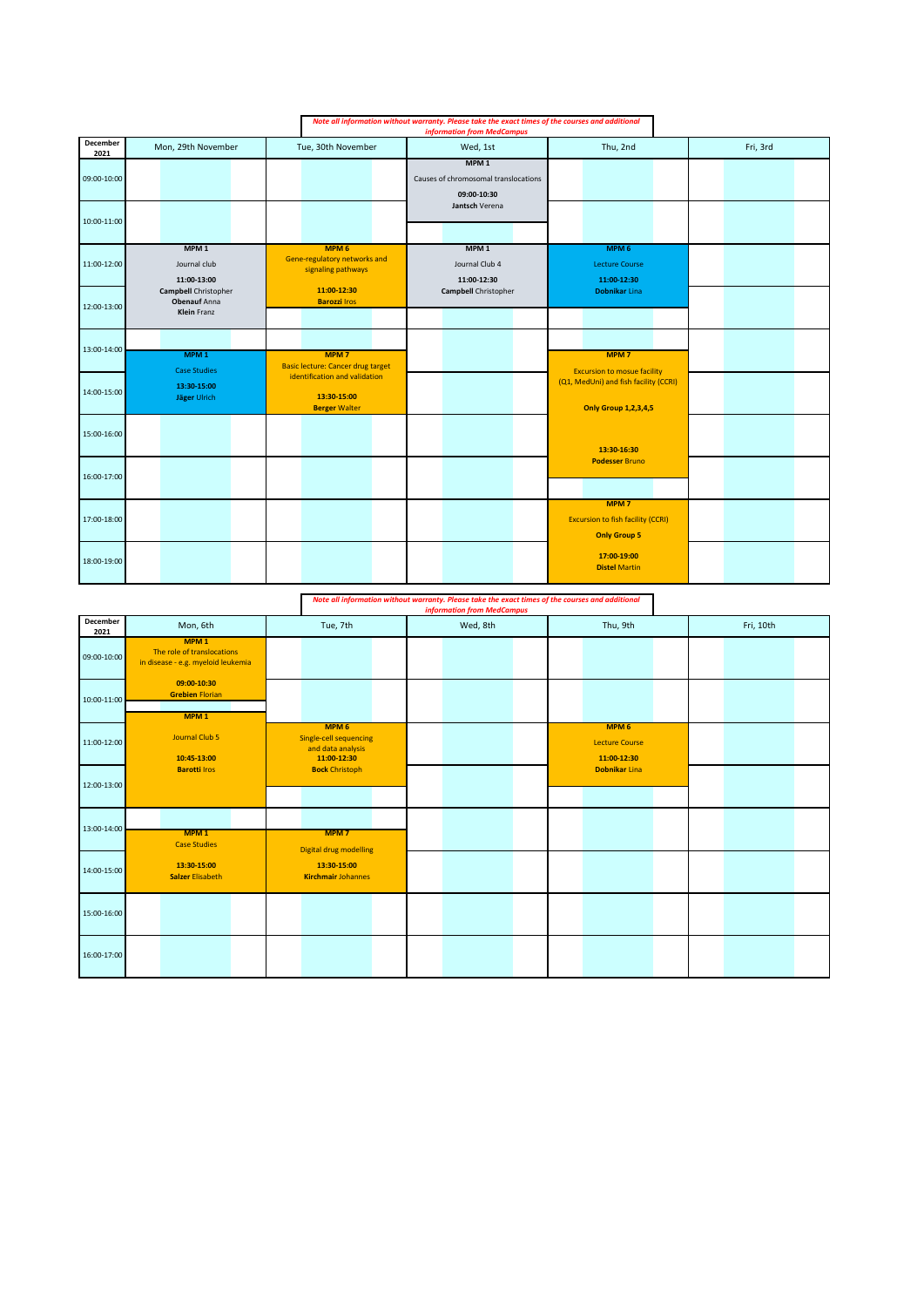*Note all information without warranty. Please take the exact times of the courses and additional information from MedCampus*

| December 2021 | Mon, 29th November | Tue, 30th November | Wed, 1st | Thu, 2nd | Fri, 3rd |
|---|---|---|---|---|---|
| 09:00-10:00 | | | **MPM 1** Causes of chromosomal translocations **09:00-10:30** **Jantsch** Verena | | |
| 10:00-11:00 | | | | | |
| 11:00-12:00 | **MPM 1** Journal club **11:00-13:00** **Campbell** Christopher **Obenauf** Anna **Klein** Franz | **MPM 6** Gene-regulatory networks and signaling pathways **11:00-12:30** **Barozzi** Iros | **MPM 1** Journal Club 4 **11:00-12:30** **Campbell** Christopher | **MPM 6** Lecture Course **11:00-12:30** **Dobnikar** Lina | |
| 12:00-13:00 | | | | | |
| 13:00-14:00 | **MPM 1** Case Studies **13:30-15:00** **Jäger** Ulrich | **MPM 7** Basic lecture: Cancer drug target identification and validation **13:30-15:00** **Berger** Walter | | **MPM 7** Excursion to mosue facility (Q1, MedUni) and fish facility (CCRI) **Only Group 1,2,3,4,5** **13:30-16:30** **Podesser** Bruno | |
| 14:00-15:00 | | | | | |
| 15:00-16:00 | | | | | |
| 16:00-17:00 | | | | | |
| 17:00-18:00 | | | | **MPM 7** Excursion to fish facility (CCRI) **Only Group 5** **17:00-19:00** **Distel** Martin | |
| 18:00-19:00 | | | | | |

*Note all information without warranty. Please take the exact times of the courses and additional information from MedCampus*

| December 2021 | Mon, 6th | Tue, 7th | Wed, 8th | Thu, 9th | Fri, 10th |
|---|---|---|---|---|---|
| 09:00-10:00 | **MPM 1** The role of translocations in disease - e.g. myeloid leukemia **09:00-10:30** **Grebien** Florian | | | | |
| 10:00-11:00 | **MPM 1** Journal Club 5 **10:45-13:00** **Barotti** Iros | | | | |
| 11:00-12:00 | | **MPM 6** Single-cell sequencing and data analysis **11:00-12:30** **Bock** Christoph | | **MPM 6** Lecture Course **11:00-12:30** **Dobnikar** Lina | |
| 12:00-13:00 | | | | | |
| 13:00-14:00 | **MPM 1** Case Studies **13:30-15:00** **Salzer** Elisabeth | **MPM 7** Digital drug modelling **13:30-15:00** **Kirchmair** Johannes | | | |
| 14:00-15:00 | | | | | |
| 15:00-16:00 | | | | | |
| 16:00-17:00 | | | | | |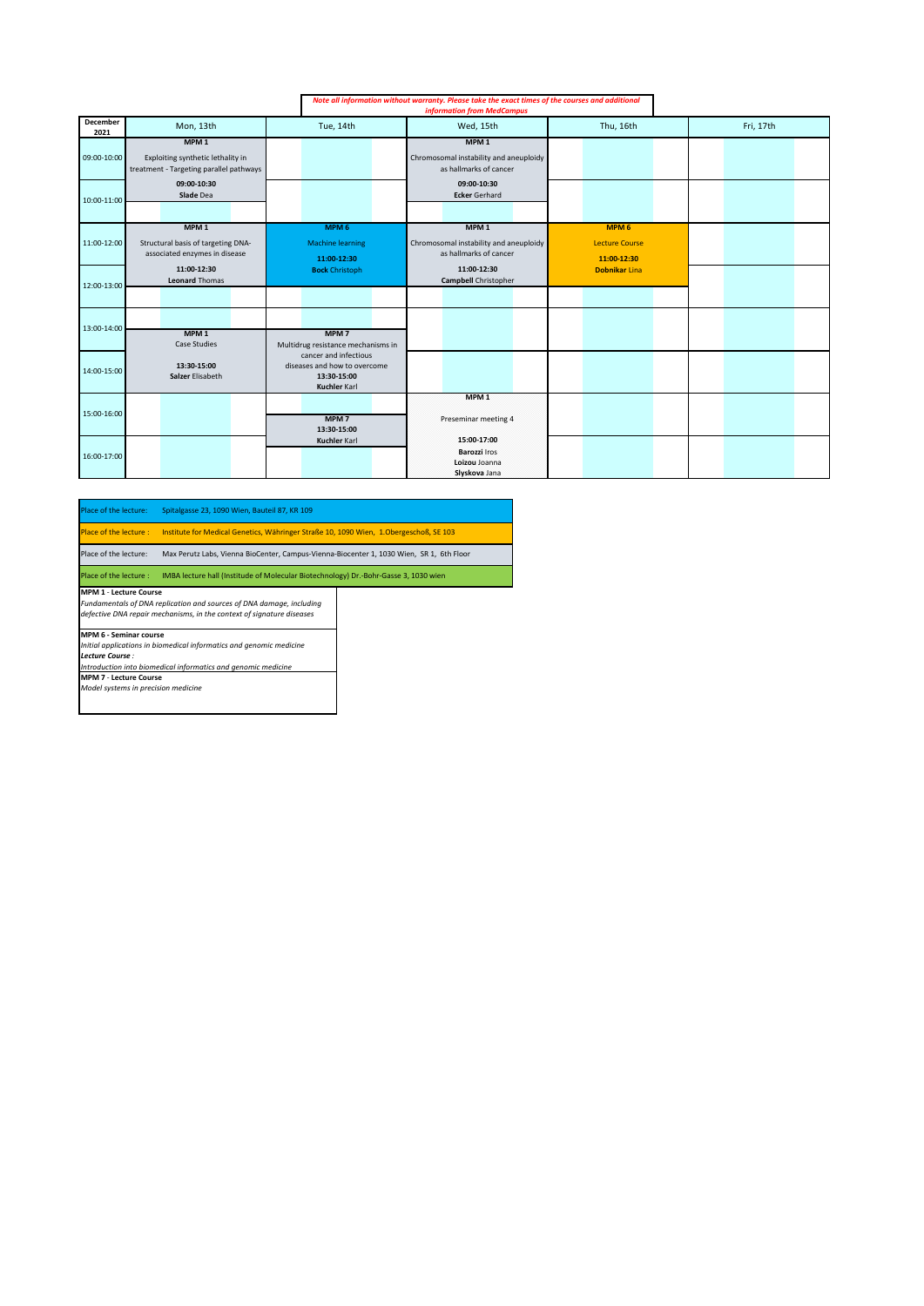*Note all information without warranty. Please take the exact times of the courses and additional information from MedCampus*

| December 2021 | Mon, 13th | Tue, 14th | Wed, 15th | Thu, 16th | Fri, 17th |
|---|---|---|---|---|---|
| 09:00-10:00 | **MPM 1** Exploiting synthetic lethality in treatment - Targeting parallel pathways | | **MPM 1** Chromosomal instability and aneuploidy as hallmarks of cancer | | |
| 10:00-11:00 | **09:00-10:30** **Slade** Dea | | **09:00-10:30** **Ecker** Gerhard | | |
| 11:00-12:00 | **MPM 1** Structural basis of targeting DNA-associated enzymes in disease | **MPM 6** Machine learning **11:00-12:30** | **MPM 1** Chromosomal instability and aneuploidy as hallmarks of cancer | **MPM 6** Lecture Course **11:00-12:30** | |
| 12:00-13:00 | **11:00-12:30** **Leonard** Thomas | **Bock** Christoph | **11:00-12:30** **Campbell** Christopher | **Dobnikar** Lina | |
| 13:00-14:00 | **MPM 1** Case Studies | **MPM 7** Multidrug resistance mechanisms in cancer and infectious | | | |
| 14:00-15:00 | **13:30-15:00** **Salzer** Elisabeth | diseases and how to overcome **13:30-15:00** **Kuchler** Karl | | | |
| 15:00-16:00 | | **MPM 7** **13:30-15:00** | **MPM 1** Preseminar meeting 4 | | |
| 16:00-17:00 | | **Kuchler** Karl | **15:00-17:00** **Barozzi** Iros **Loizou** Joanna **Slyskova** Jana | | |

| | |
|---|---|
| Place of the lecture: | Spitalgasse 23, 1090 Wien, Bauteil 87, KR 109 |
| Place of the lecture : | Institute for Medical Genetics, Währinger Straße 10, 1090 Wien, 1.Obergeschoß, SE 103 |
| Place of the lecture: | Max Perutz Labs, Vienna BioCenter, Campus-Vienna-Biocenter 1, 1030 Wien, SR 1, 6th Floor |
| Place of the lecture : | IMBA lecture hall (Institute of Molecular Biotechnology) Dr.-Bohr-Gasse 3, 1030 wien |

**MPM 1 - Lecture Course**
*Fundamentals of DNA replication and sources of DNA damage, including defective DNA repair mechanisms, in the context of signature diseases*

**MPM 6 - Seminar course**
*Initial applications in biomedical informatics and genomic medicine*
***Lecture Course :***
*Introduction into biomedical informatics and genomic medicine*

**MPM 7 - Lecture Course**
*Model systems in precision medicine*